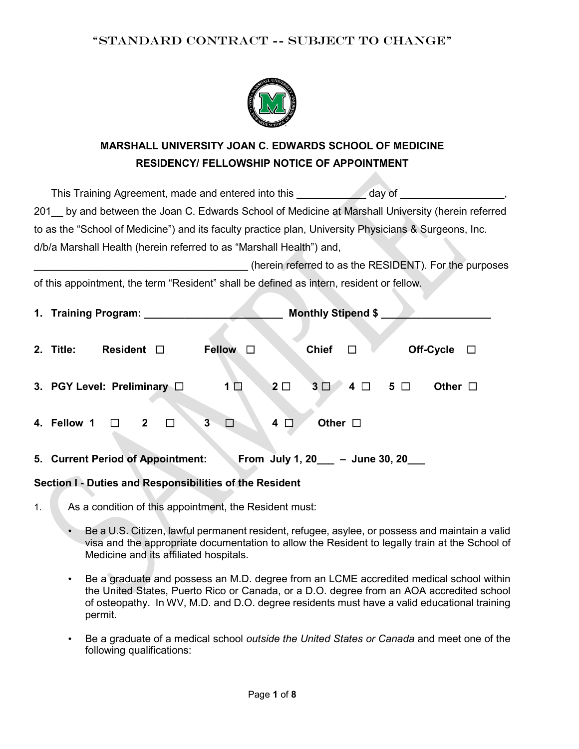"STANDARD CONTRACT -- SUBJECT TO CHANGE"

## MARSHALL UNIVERSITY JOAN C. EDWARDS SCHOOL OF MEDICINE
## RESIDENCY/ FELLOWSHIP NOTICE OF APPOINTMENT

This Training Agreement, made and entered into this ____________ day of __________________, 201__ by and between the Joan C. Edwards School of Medicine at Marshall University (herein referred to as the "School of Medicine") and its faculty practice plan, University Physicians & Surgeons, Inc. d/b/a Marshall Health (herein referred to as "Marshall Health") and, ______________________________________ (herein referred to as the RESIDENT). For the purposes of this appointment, the term "Resident" shall be defined as intern, resident or fellow.

1. **Training Program: ________________________ Monthly Stipend $ ___________________**
2. **Title: Resident ☐ Fellow ☐ Chief ☐ Off-Cycle ☐**
3. **PGY Level: Preliminary ☐ 1 ☐ 2 ☐ 3 ☐ 4 ☐ 5 ☐ Other ☐**
4. **Fellow 1 ☐ 2 ☐ 3 ☐ 4 ☐ Other ☐**
5. **Current Period of Appointment: From July 1, 20___ – June 30, 20___**

### Section I - Duties and Responsibilities of the Resident

1. As a condition of this appointment, the Resident must:

   - Be a U.S. Citizen, lawful permanent resident, refugee, asylee, or possess and maintain a valid visa and the appropriate documentation to allow the Resident to legally train at the School of Medicine and its affiliated hospitals.

   - Be a graduate and possess an M.D. degree from an LCME accredited medical school within the United States, Puerto Rico or Canada, or a D.O. degree from an AOA accredited school of osteopathy. In WV, M.D. and D.O. degree residents must have a valid educational training permit.

   - Be a graduate of a medical school *outside the United States or Canada* and meet one of the following qualifications: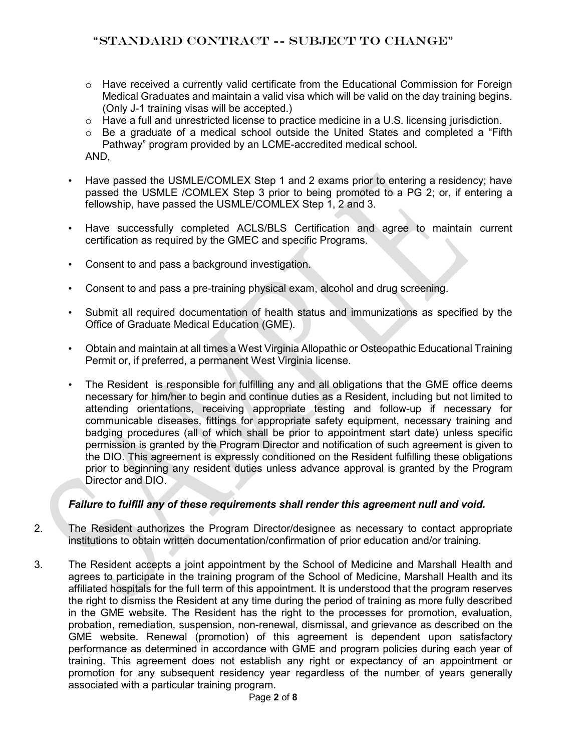- Have received a currently valid certificate from the Educational Commission for Foreign Medical Graduates and maintain a valid visa which will be valid on the day training begins. (Only J-1 training visas will be accepted.)
- Have a full and unrestricted license to practice medicine in a U.S. licensing jurisdiction.
- Be a graduate of a medical school outside the United States and completed a "Fifth Pathway" program provided by an LCME-accredited medical school.

AND,

- Have passed the USMLE/COMLEX Step 1 and 2 exams prior to entering a residency; have passed the USMLE /COMLEX Step 3 prior to being promoted to a PG 2; or, if entering a fellowship, have passed the USMLE/COMLEX Step 1, 2 and 3.

- Have successfully completed ACLS/BLS Certification and agree to maintain current certification as required by the GMEC and specific Programs.

- Consent to and pass a background investigation.

- Consent to and pass a pre-training physical exam, alcohol and drug screening.

- Submit all required documentation of health status and immunizations as specified by the Office of Graduate Medical Education (GME).

- Obtain and maintain at all times a West Virginia Allopathic or Osteopathic Educational Training Permit or, if preferred, a permanent West Virginia license.

- The Resident is responsible for fulfilling any and all obligations that the GME office deems necessary for him/her to begin and continue duties as a Resident, including but not limited to attending orientations, receiving appropriate testing and follow-up if necessary for communicable diseases, fittings for appropriate safety equipment, necessary training and badging procedures (all of which shall be prior to appointment start date) unless specific permission is granted by the Program Director and notification of such agreement is given to the DIO. This agreement is expressly conditioned on the Resident fulfilling these obligations prior to beginning any resident duties unless advance approval is granted by the Program Director and DIO.

***Failure to fulfill any of these requirements shall render this agreement null and void.***

2. The Resident authorizes the Program Director/designee as necessary to contact appropriate institutions to obtain written documentation/confirmation of prior education and/or training.

3. The Resident accepts a joint appointment by the School of Medicine and Marshall Health and agrees to participate in the training program of the School of Medicine, Marshall Health and its affiliated hospitals for the full term of this appointment. It is understood that the program reserves the right to dismiss the Resident at any time during the period of training as more fully described in the GME website. The Resident has the right to the processes for promotion, evaluation, probation, remediation, suspension, non-renewal, dismissal, and grievance as described on the GME website. Renewal (promotion) of this agreement is dependent upon satisfactory performance as determined in accordance with GME and program policies during each year of training. This agreement does not establish any right or expectancy of an appointment or promotion for any subsequent residency year regardless of the number of years generally associated with a particular training program.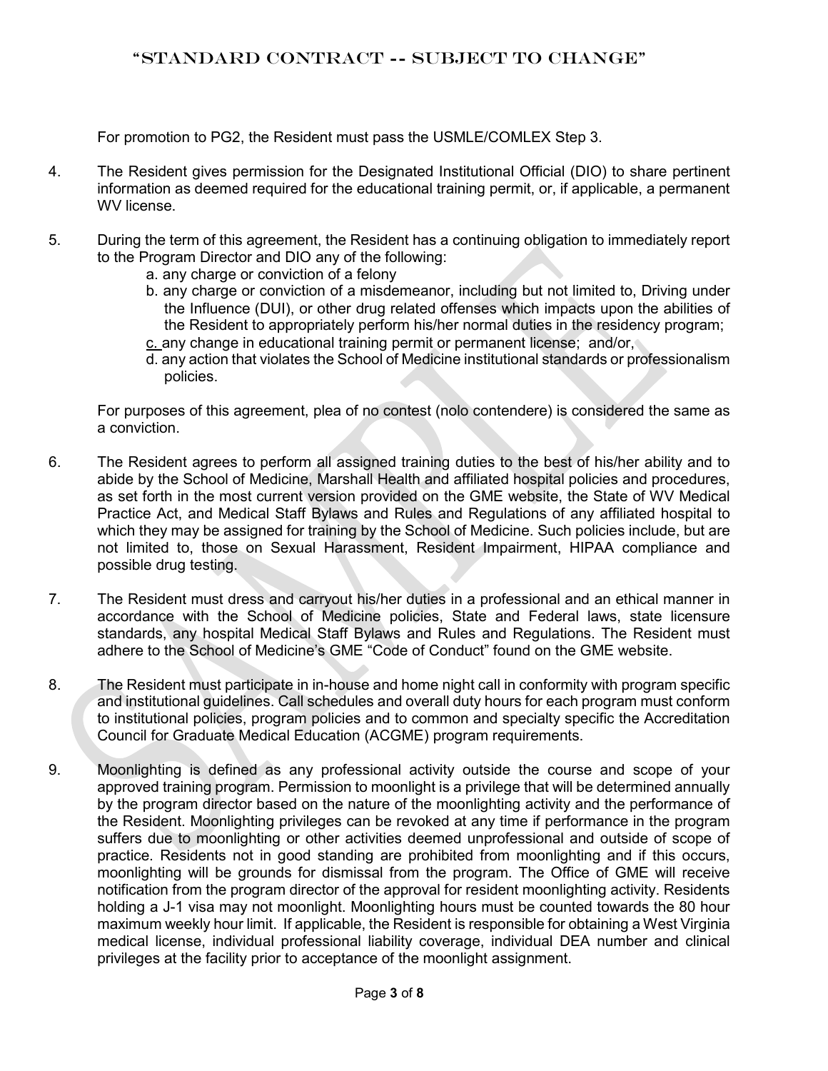For promotion to PG2, the Resident must pass the USMLE/COMLEX Step 3.

4. The Resident gives permission for the Designated Institutional Official (DIO) to share pertinent information as deemed required for the educational training permit, or, if applicable, a permanent WV license.

5. During the term of this agreement, the Resident has a continuing obligation to immediately report to the Program Director and DIO any of the following:
   a. any charge or conviction of a felony
   b. any charge or conviction of a misdemeanor, including but not limited to, Driving under the Influence (DUI), or other drug related offenses which impacts upon the abilities of the Resident to appropriately perform his/her normal duties in the residency program;
   c. any change in educational training permit or permanent license; and/or,
   d. any action that violates the School of Medicine institutional standards or professionalism policies.

   For purposes of this agreement, plea of no contest (nolo contendere) is considered the same as a conviction.

6. The Resident agrees to perform all assigned training duties to the best of his/her ability and to abide by the School of Medicine, Marshall Health and affiliated hospital policies and procedures, as set forth in the most current version provided on the GME website, the State of WV Medical Practice Act, and Medical Staff Bylaws and Rules and Regulations of any affiliated hospital to which they may be assigned for training by the School of Medicine. Such policies include, but are not limited to, those on Sexual Harassment, Resident Impairment, HIPAA compliance and possible drug testing.

7. The Resident must dress and carryout his/her duties in a professional and an ethical manner in accordance with the School of Medicine policies, State and Federal laws, state licensure standards, any hospital Medical Staff Bylaws and Rules and Regulations. The Resident must adhere to the School of Medicine's GME "Code of Conduct" found on the GME website.

8. The Resident must participate in in-house and home night call in conformity with program specific and institutional guidelines. Call schedules and overall duty hours for each program must conform to institutional policies, program policies and to common and specialty specific the Accreditation Council for Graduate Medical Education (ACGME) program requirements.

9. Moonlighting is defined as any professional activity outside the course and scope of your approved training program. Permission to moonlight is a privilege that will be determined annually by the program director based on the nature of the moonlighting activity and the performance of the Resident. Moonlighting privileges can be revoked at any time if performance in the program suffers due to moonlighting or other activities deemed unprofessional and outside of scope of practice. Residents not in good standing are prohibited from moonlighting and if this occurs, moonlighting will be grounds for dismissal from the program. The Office of GME will receive notification from the program director of the approval for resident moonlighting activity. Residents holding a J-1 visa may not moonlight. Moonlighting hours must be counted towards the 80 hour maximum weekly hour limit. If applicable, the Resident is responsible for obtaining a West Virginia medical license, individual professional liability coverage, individual DEA number and clinical privileges at the facility prior to acceptance of the moonlight assignment.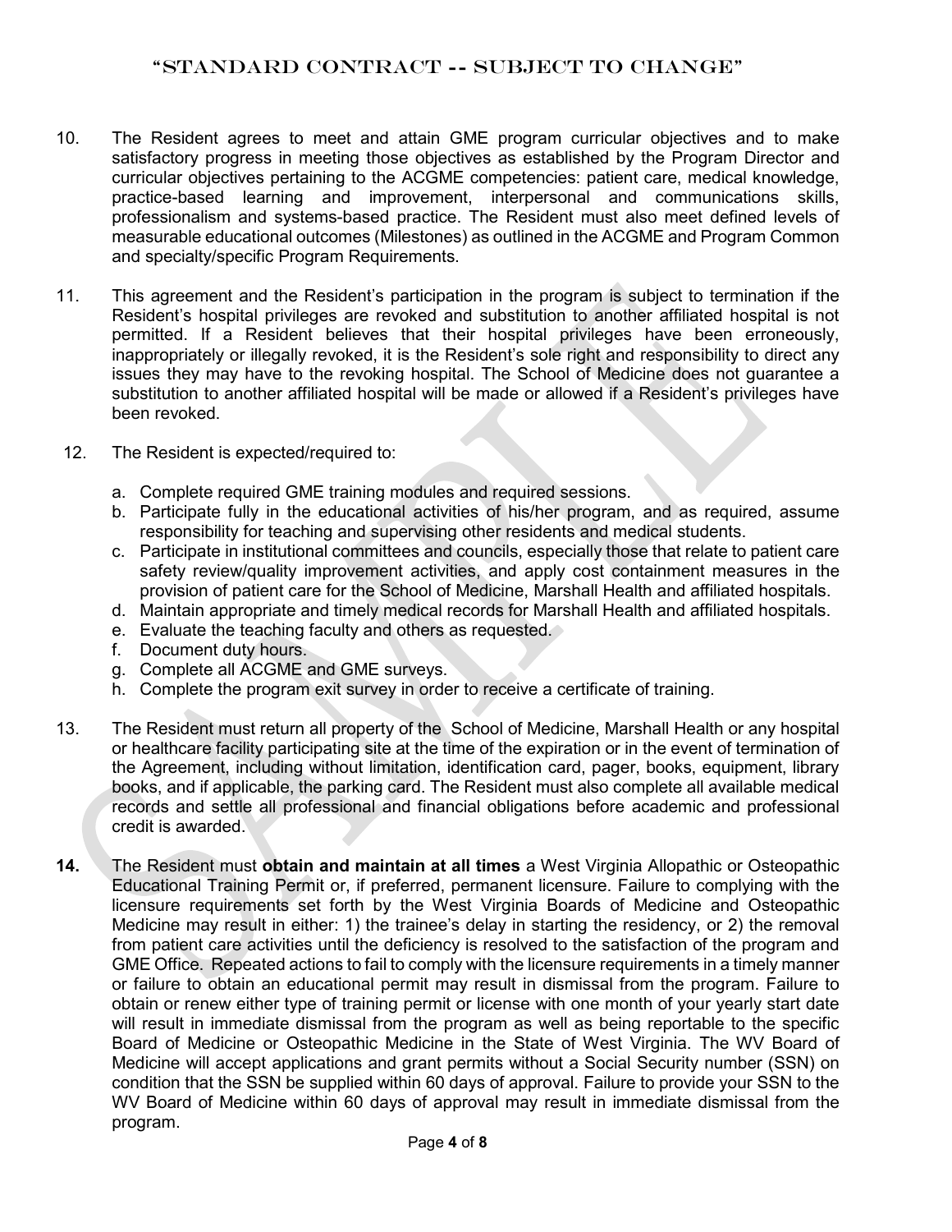10. The Resident agrees to meet and attain GME program curricular objectives and to make satisfactory progress in meeting those objectives as established by the Program Director and curricular objectives pertaining to the ACGME competencies: patient care, medical knowledge, practice-based learning and improvement, interpersonal and communications skills, professionalism and systems-based practice. The Resident must also meet defined levels of measurable educational outcomes (Milestones) as outlined in the ACGME and Program Common and specialty/specific Program Requirements.

11. This agreement and the Resident's participation in the program is subject to termination if the Resident's hospital privileges are revoked and substitution to another affiliated hospital is not permitted. If a Resident believes that their hospital privileges have been erroneously, inappropriately or illegally revoked, it is the Resident's sole right and responsibility to direct any issues they may have to the revoking hospital. The School of Medicine does not guarantee a substitution to another affiliated hospital will be made or allowed if a Resident's privileges have been revoked.

12. The Resident is expected/required to:

    a. Complete required GME training modules and required sessions.
    b. Participate fully in the educational activities of his/her program, and as required, assume responsibility for teaching and supervising other residents and medical students.
    c. Participate in institutional committees and councils, especially those that relate to patient care safety review/quality improvement activities, and apply cost containment measures in the provision of patient care for the School of Medicine, Marshall Health and affiliated hospitals.
    d. Maintain appropriate and timely medical records for Marshall Health and affiliated hospitals.
    e. Evaluate the teaching faculty and others as requested.
    f. Document duty hours.
    g. Complete all ACGME and GME surveys.
    h. Complete the program exit survey in order to receive a certificate of training.

13. The Resident must return all property of the School of Medicine, Marshall Health or any hospital or healthcare facility participating site at the time of the expiration or in the event of termination of the Agreement, including without limitation, identification card, pager, books, equipment, library books, and if applicable, the parking card. The Resident must also complete all available medical records and settle all professional and financial obligations before academic and professional credit is awarded.

**14.** The Resident must **obtain and maintain at all times** a West Virginia Allopathic or Osteopathic Educational Training Permit or, if preferred, permanent licensure. Failure to complying with the licensure requirements set forth by the West Virginia Boards of Medicine and Osteopathic Medicine may result in either: 1) the trainee's delay in starting the residency, or 2) the removal from patient care activities until the deficiency is resolved to the satisfaction of the program and GME Office. Repeated actions to fail to comply with the licensure requirements in a timely manner or failure to obtain an educational permit may result in dismissal from the program. Failure to obtain or renew either type of training permit or license with one month of your yearly start date will result in immediate dismissal from the program as well as being reportable to the specific Board of Medicine or Osteopathic Medicine in the State of West Virginia. The WV Board of Medicine will accept applications and grant permits without a Social Security number (SSN) on condition that the SSN be supplied within 60 days of approval. Failure to provide your SSN to the WV Board of Medicine within 60 days of approval may result in immediate dismissal from the program.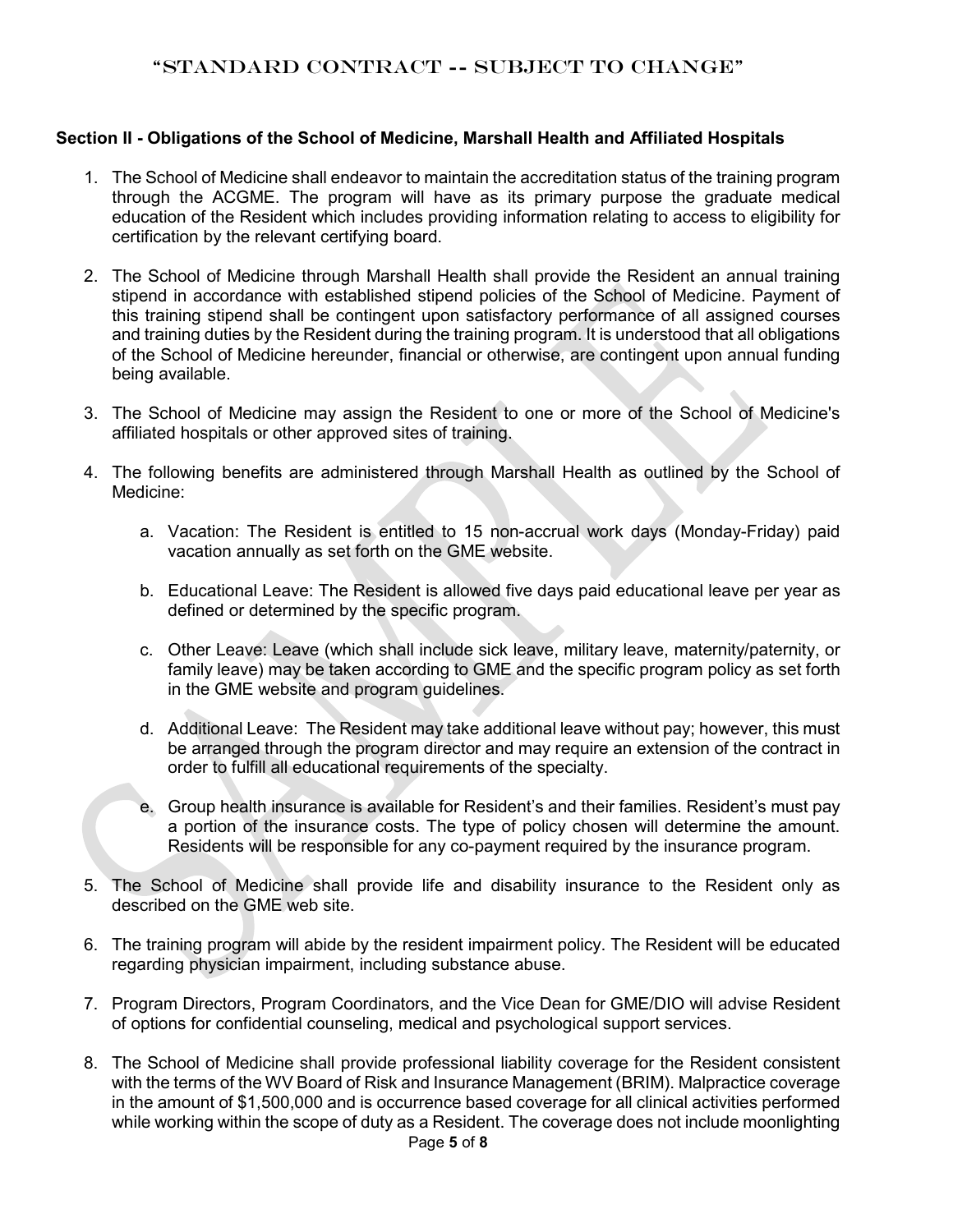**Section II - Obligations of the School of Medicine, Marshall Health and Affiliated Hospitals**

1. The School of Medicine shall endeavor to maintain the accreditation status of the training program through the ACGME. The program will have as its primary purpose the graduate medical education of the Resident which includes providing information relating to access to eligibility for certification by the relevant certifying board.

2. The School of Medicine through Marshall Health shall provide the Resident an annual training stipend in accordance with established stipend policies of the School of Medicine. Payment of this training stipend shall be contingent upon satisfactory performance of all assigned courses and training duties by the Resident during the training program. It is understood that all obligations of the School of Medicine hereunder, financial or otherwise, are contingent upon annual funding being available.

3. The School of Medicine may assign the Resident to one or more of the School of Medicine's affiliated hospitals or other approved sites of training.

4. The following benefits are administered through Marshall Health as outlined by the School of Medicine:

    a. Vacation: The Resident is entitled to 15 non-accrual work days (Monday-Friday) paid vacation annually as set forth on the GME website.

    b. Educational Leave: The Resident is allowed five days paid educational leave per year as defined or determined by the specific program.

    c. Other Leave: Leave (which shall include sick leave, military leave, maternity/paternity, or family leave) may be taken according to GME and the specific program policy as set forth in the GME website and program guidelines.

    d. Additional Leave: The Resident may take additional leave without pay; however, this must be arranged through the program director and may require an extension of the contract in order to fulfill all educational requirements of the specialty.

    e. Group health insurance is available for Resident's and their families. Resident's must pay a portion of the insurance costs. The type of policy chosen will determine the amount. Residents will be responsible for any co-payment required by the insurance program.

5. The School of Medicine shall provide life and disability insurance to the Resident only as described on the GME web site.

6. The training program will abide by the resident impairment policy. The Resident will be educated regarding physician impairment, including substance abuse.

7. Program Directors, Program Coordinators, and the Vice Dean for GME/DIO will advise Resident of options for confidential counseling, medical and psychological support services.

8. The School of Medicine shall provide professional liability coverage for the Resident consistent with the terms of the WV Board of Risk and Insurance Management (BRIM). Malpractice coverage in the amount of $1,500,000 and is occurrence based coverage for all clinical activities performed while working within the scope of duty as a Resident. The coverage does not include moonlighting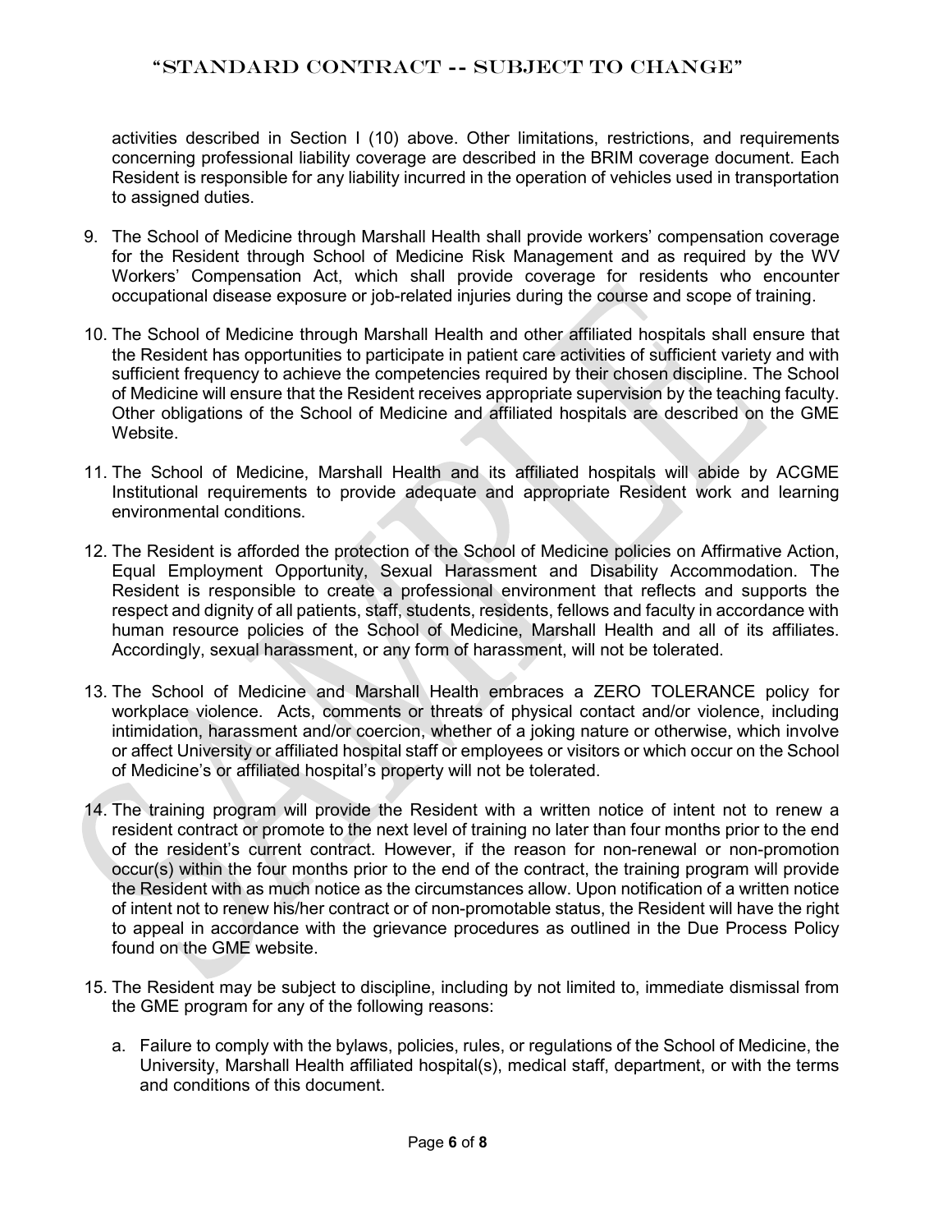activities described in Section I (10) above. Other limitations, restrictions, and requirements concerning professional liability coverage are described in the BRIM coverage document. Each Resident is responsible for any liability incurred in the operation of vehicles used in transportation to assigned duties.

9. The School of Medicine through Marshall Health shall provide workers' compensation coverage for the Resident through School of Medicine Risk Management and as required by the WV Workers' Compensation Act, which shall provide coverage for residents who encounter occupational disease exposure or job-related injuries during the course and scope of training.

10. The School of Medicine through Marshall Health and other affiliated hospitals shall ensure that the Resident has opportunities to participate in patient care activities of sufficient variety and with sufficient frequency to achieve the competencies required by their chosen discipline. The School of Medicine will ensure that the Resident receives appropriate supervision by the teaching faculty. Other obligations of the School of Medicine and affiliated hospitals are described on the GME Website.

11. The School of Medicine, Marshall Health and its affiliated hospitals will abide by ACGME Institutional requirements to provide adequate and appropriate Resident work and learning environmental conditions.

12. The Resident is afforded the protection of the School of Medicine policies on Affirmative Action, Equal Employment Opportunity, Sexual Harassment and Disability Accommodation. The Resident is responsible to create a professional environment that reflects and supports the respect and dignity of all patients, staff, students, residents, fellows and faculty in accordance with human resource policies of the School of Medicine, Marshall Health and all of its affiliates. Accordingly, sexual harassment, or any form of harassment, will not be tolerated.

13. The School of Medicine and Marshall Health embraces a ZERO TOLERANCE policy for workplace violence. Acts, comments or threats of physical contact and/or violence, including intimidation, harassment and/or coercion, whether of a joking nature or otherwise, which involve or affect University or affiliated hospital staff or employees or visitors or which occur on the School of Medicine's or affiliated hospital's property will not be tolerated.

14. The training program will provide the Resident with a written notice of intent not to renew a resident contract or promote to the next level of training no later than four months prior to the end of the resident's current contract. However, if the reason for non-renewal or non-promotion occur(s) within the four months prior to the end of the contract, the training program will provide the Resident with as much notice as the circumstances allow. Upon notification of a written notice of intent not to renew his/her contract or of non-promotable status, the Resident will have the right to appeal in accordance with the grievance procedures as outlined in the Due Process Policy found on the GME website.

15. The Resident may be subject to discipline, including by not limited to, immediate dismissal from the GME program for any of the following reasons:

    a. Failure to comply with the bylaws, policies, rules, or regulations of the School of Medicine, the University, Marshall Health affiliated hospital(s), medical staff, department, or with the terms and conditions of this document.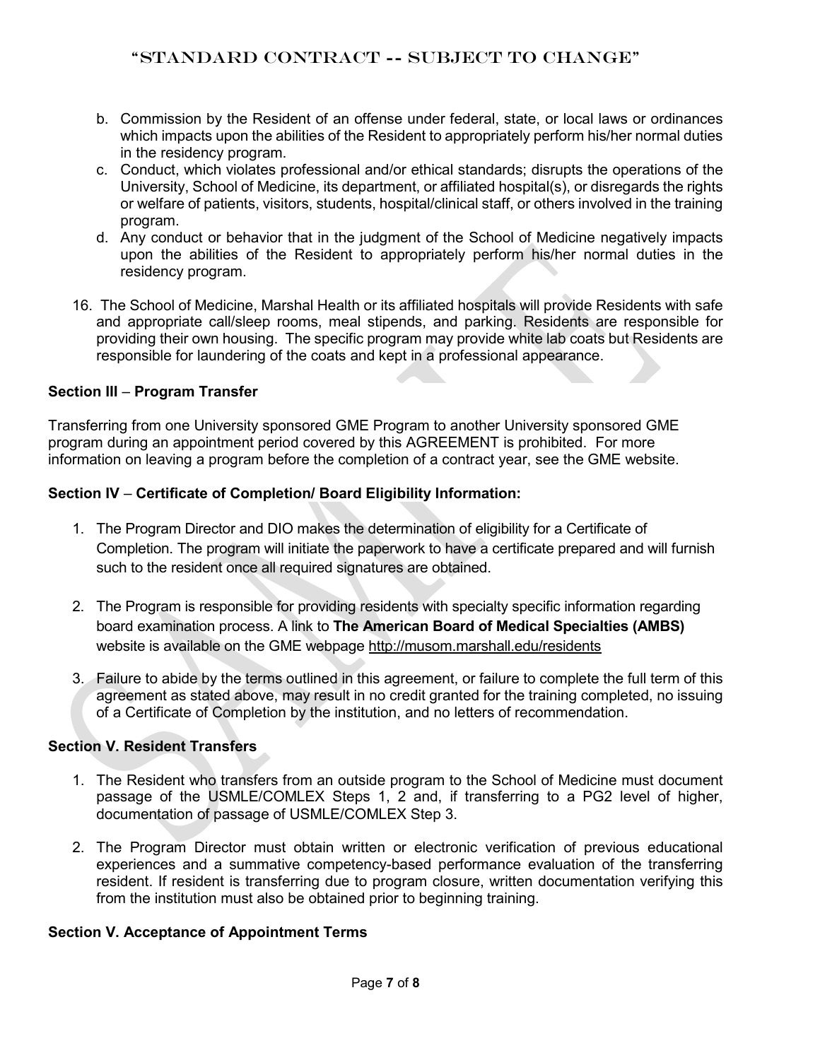b. Commission by the Resident of an offense under federal, state, or local laws or ordinances which impacts upon the abilities of the Resident to appropriately perform his/her normal duties in the residency program.

c. Conduct, which violates professional and/or ethical standards; disrupts the operations of the University, School of Medicine, its department, or affiliated hospital(s), or disregards the rights or welfare of patients, visitors, students, hospital/clinical staff, or others involved in the training program.

d. Any conduct or behavior that in the judgment of the School of Medicine negatively impacts upon the abilities of the Resident to appropriately perform his/her normal duties in the residency program.

16. The School of Medicine, Marshal Health or its affiliated hospitals will provide Residents with safe and appropriate call/sleep rooms, meal stipends, and parking. Residents are responsible for providing their own housing. The specific program may provide white lab coats but Residents are responsible for laundering of the coats and kept in a professional appearance.

**Section III** – **Program Transfer**

Transferring from one University sponsored GME Program to another University sponsored GME program during an appointment period covered by this AGREEMENT is prohibited. For more information on leaving a program before the completion of a contract year, see the GME website.

**Section IV** – **Certificate of Completion/ Board Eligibility Information:**

1. The Program Director and DIO makes the determination of eligibility for a Certificate of Completion. The program will initiate the paperwork to have a certificate prepared and will furnish such to the resident once all required signatures are obtained.

2. The Program is responsible for providing residents with specialty specific information regarding board examination process. A link to **The American Board of Medical Specialties (AMBS)** website is available on the GME webpage http://musom.marshall.edu/residents

3. Failure to abide by the terms outlined in this agreement, or failure to complete the full term of this agreement as stated above, may result in no credit granted for the training completed, no issuing of a Certificate of Completion by the institution, and no letters of recommendation.

**Section V. Resident Transfers**

1. The Resident who transfers from an outside program to the School of Medicine must document passage of the USMLE/COMLEX Steps 1, 2 and, if transferring to a PG2 level of higher, documentation of passage of USMLE/COMLEX Step 3.

2. The Program Director must obtain written or electronic verification of previous educational experiences and a summative competency-based performance evaluation of the transferring resident. If resident is transferring due to program closure, written documentation verifying this from the institution must also be obtained prior to beginning training.

**Section V. Acceptance of Appointment Terms**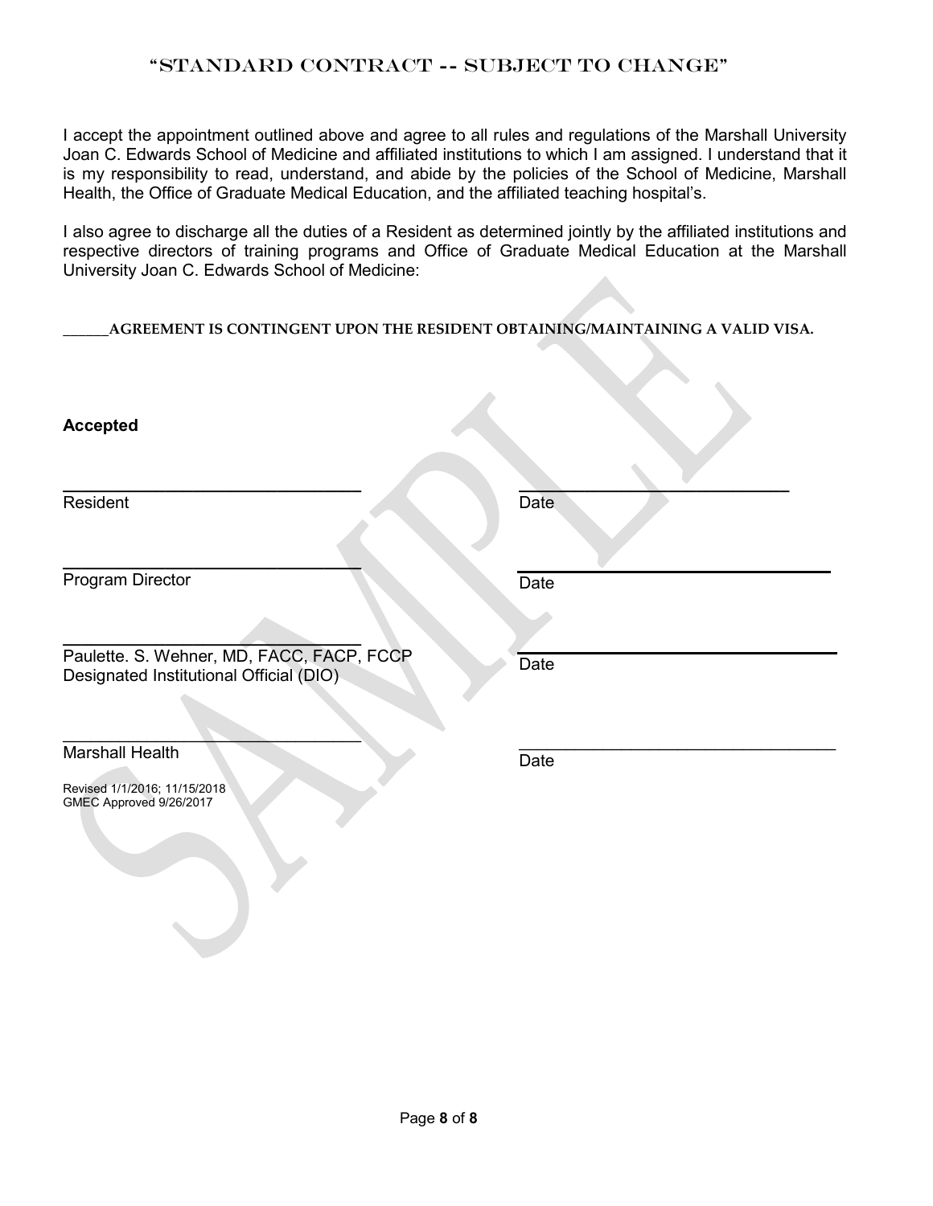I accept the appointment outlined above and agree to all rules and regulations of the Marshall University Joan C. Edwards School of Medicine and affiliated institutions to which I am assigned. I understand that it is my responsibility to read, understand, and abide by the policies of the School of Medicine, Marshall Health, the Office of Graduate Medical Education, and the affiliated teaching hospital's.

I also agree to discharge all the duties of a Resident as determined jointly by the affiliated institutions and respective directors of training programs and Office of Graduate Medical Education at the Marshall University Joan C. Edwards School of Medicine:

______**AGREEMENT IS CONTINGENT UPON THE RESIDENT OBTAINING/MAINTAINING A VALID VISA.**

**Accepted**

| | |
|---|---|
| ______________________________ | ______________________________ |
| Resident | Date |
| ______________________________ | ______________________________ |
| Program Director | Date |
| ______________________________ | ______________________________ |
| Paulette. S. Wehner, MD, FACC, FACP, FCCP<br>Designated Institutional Official (DIO) | Date |
| ______________________________ | ______________________________ |
| Marshall Health | Date |

Revised 1/1/2016; 11/15/2018
GMEC Approved 9/26/2017